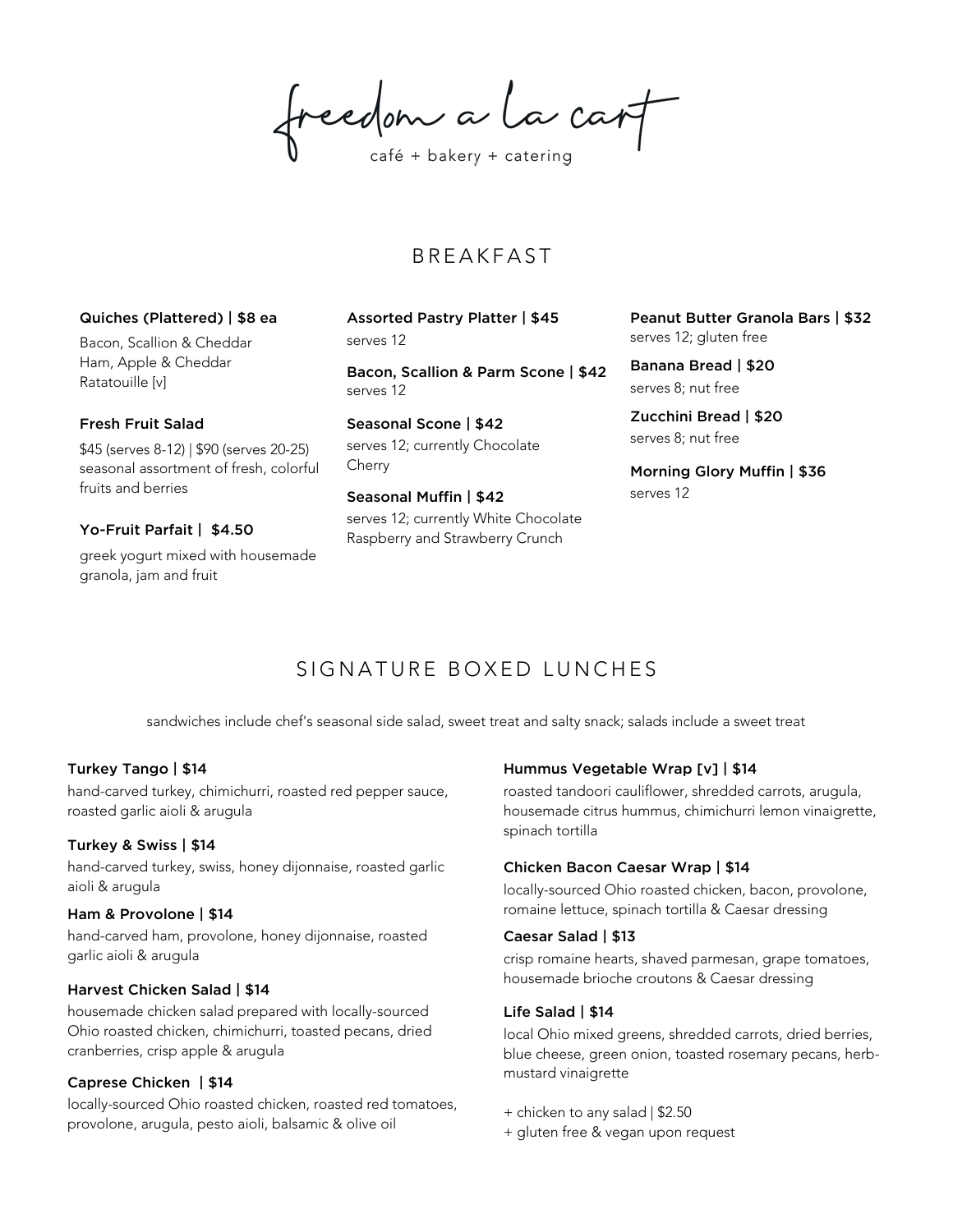# freedom a la cart

café + bakery + catering

## BREAKFAST

**Quiches (Plattered) | $8 ea**

Bacon, Scallion & Cheddar
Ham, Apple & Cheddar
Ratatouille [v]

**Fresh Fruit Salad**

$45 (serves 8-12) | $90 (serves 20-25)
seasonal assortment of fresh, colorful fruits and berries

**Yo-Fruit Parfait | $4.50**

greek yogurt mixed with housemade granola, jam and fruit

**Assorted Pastry Platter | $45**

serves 12

**Bacon, Scallion & Parm Scone | $42**

serves 12

**Seasonal Scone | $42**

serves 12; currently Chocolate Cherry

**Seasonal Muffin | $42**

serves 12; currently White Chocolate Raspberry and Strawberry Crunch

**Peanut Butter Granola Bars | $32**

serves 12; gluten free

**Banana Bread | $20**

serves 8; nut free

**Zucchini Bread | $20**

serves 8; nut free

**Morning Glory Muffin | $36**

serves 12

## SIGNATURE BOXED LUNCHES

sandwiches include chef's seasonal side salad, sweet treat and salty snack; salads include a sweet treat

**Turkey Tango | $14**

hand-carved turkey, chimichurri, roasted red pepper sauce, roasted garlic aioli & arugula

**Turkey & Swiss | $14**

hand-carved turkey, swiss, honey dijonnaise, roasted garlic aioli & arugula

**Ham & Provolone | $14**

hand-carved ham, provolone, honey dijonnaise, roasted garlic aioli & arugula

**Harvest Chicken Salad | $14**

housemade chicken salad prepared with locally-sourced Ohio roasted chicken, chimichurri, toasted pecans, dried cranberries, crisp apple & arugula

**Caprese Chicken | $14**

locally-sourced Ohio roasted chicken, roasted red tomatoes, provolone, arugula, pesto aioli, balsamic & olive oil

**Hummus Vegetable Wrap [v] | $14**

roasted tandoori cauliflower, shredded carrots, arugula, housemade citrus hummus, chimichurri lemon vinaigrette, spinach tortilla

**Chicken Bacon Caesar Wrap | $14**

locally-sourced Ohio roasted chicken, bacon, provolone, romaine lettuce, spinach tortilla & Caesar dressing

**Caesar Salad | $13**

crisp romaine hearts, shaved parmesan, grape tomatoes, housemade brioche croutons & Caesar dressing

**Life Salad | $14**

local Ohio mixed greens, shredded carrots, dried berries, blue cheese, green onion, toasted rosemary pecans, herb-mustard vinaigrette

+ chicken to any salad | $2.50
+ gluten free & vegan upon request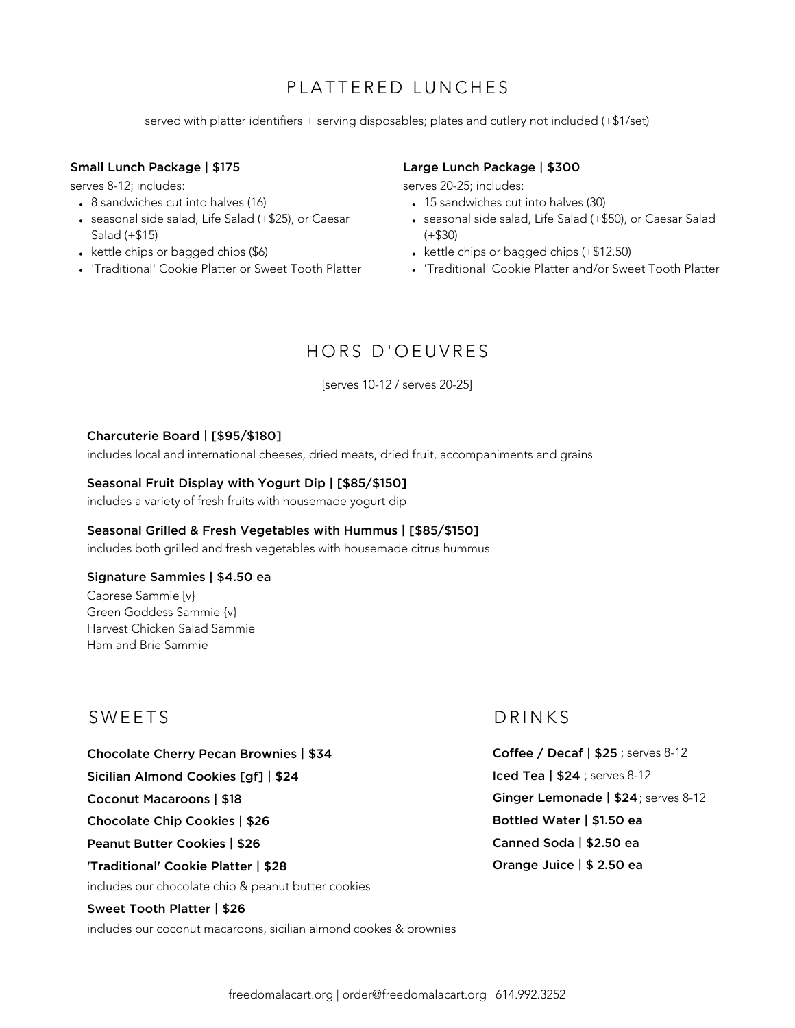# PLATTERED LUNCHES

served with platter identifiers + serving disposables; plates and cutlery not included (+$1/set)

**Small Lunch Package | $175**

serves 8-12; includes:

- 8 sandwiches cut into halves (16)
- seasonal side salad, Life Salad (+$25), or Caesar Salad (+$15)
- kettle chips or bagged chips ($6)
- 'Traditional' Cookie Platter or Sweet Tooth Platter

**Large Lunch Package | $300**

serves 20-25; includes:

- 15 sandwiches cut into halves (30)
- seasonal side salad, Life Salad (+$50), or Caesar Salad (+$30)
- kettle chips or bagged chips (+$12.50)
- 'Traditional' Cookie Platter and/or Sweet Tooth Platter

# HORS D'OEUVRES

[serves 10-12 / serves 20-25]

**Charcuterie Board | [$95/$180]**

includes local and international cheeses, dried meats, dried fruit, accompaniments and grains

**Seasonal Fruit Display with Yogurt Dip | [$85/$150]**

includes a variety of fresh fruits with housemade yogurt dip

**Seasonal Grilled & Fresh Vegetables with Hummus | [$85/$150]**

includes both grilled and fresh vegetables with housemade citrus hummus

**Signature Sammies | $4.50 ea**

Caprese Sammie [v}
Green Goddess Sammie {v}
Harvest Chicken Salad Sammie
Ham and Brie Sammie

# SWEETS

**Chocolate Cherry Pecan Brownies | $34**

**Sicilian Almond Cookies [gf] | $24**

**Coconut Macaroons | $18**

**Chocolate Chip Cookies | $26**

**Peanut Butter Cookies | $26**

**'Traditional' Cookie Platter | $28**

includes our chocolate chip & peanut butter cookies

**Sweet Tooth Platter | $26**

includes our coconut macaroons, sicilian almond cookes & brownies

# DRINKS

**Coffee / Decaf | $25** ; serves 8-12

**Iced Tea | $24** ; serves 8-12

**Ginger Lemonade | $24**; serves 8-12

**Bottled Water | $1.50 ea**

**Canned Soda | $2.50 ea**

**Orange Juice | $ 2.50 ea**

freedomalacart.org | order@freedomalacart.org | 614.992.3252